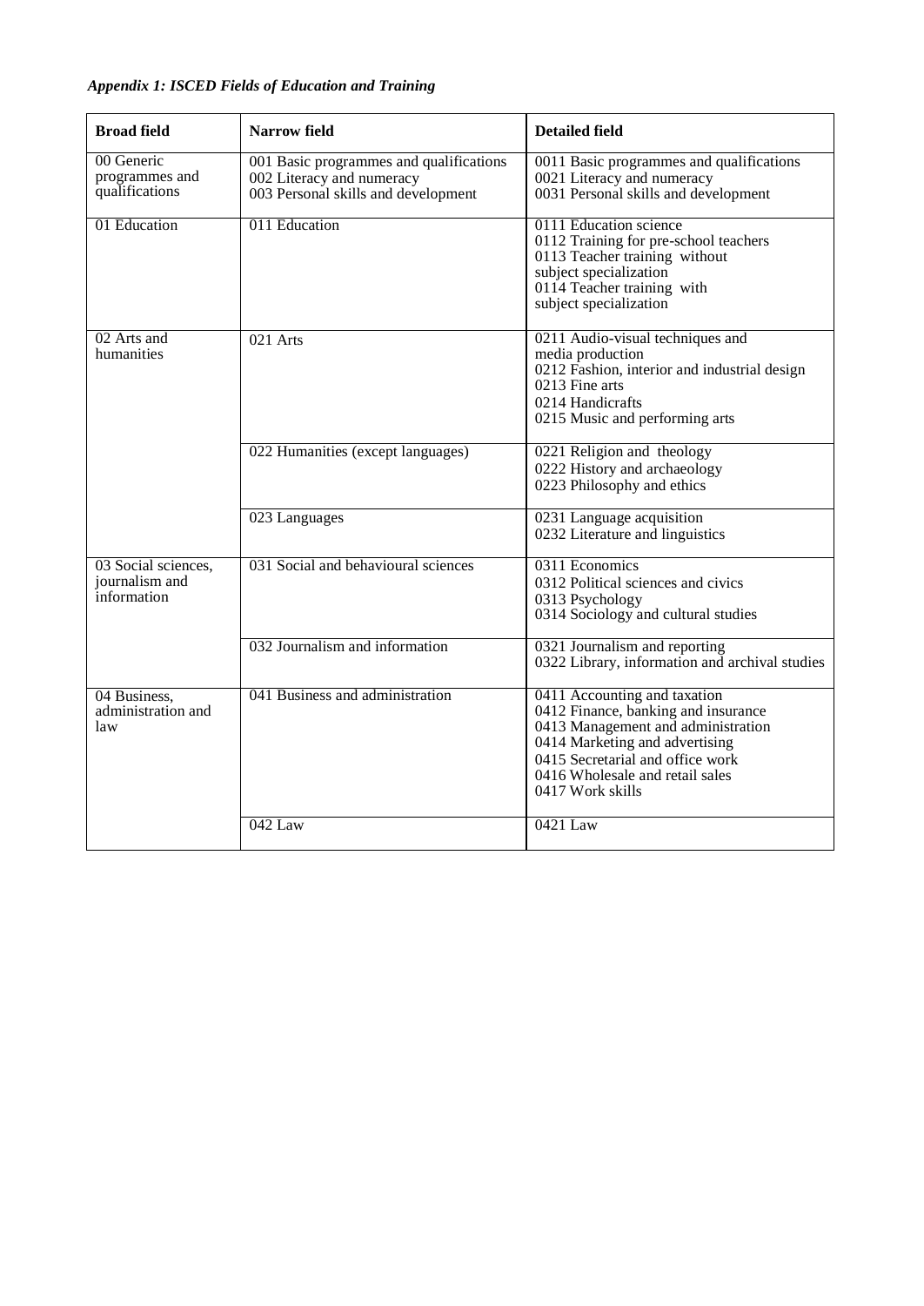*Appendix 1: ISCED Fields of Education and Training*

| Broad field | Narrow field | Detailed field |
|---|---|---|
| 00 Generic programmes and qualifications | 001 Basic programmes and qualifications<br>002 Literacy and numeracy<br>003 Personal skills and development | 0011 Basic programmes and qualifications<br>0021 Literacy and numeracy<br>0031 Personal skills and development |
| 01 Education | 011 Education | 0111 Education science<br>0112 Training for pre-school teachers<br>0113 Teacher training without subject specialization<br>0114 Teacher training with subject specialization |
| 02 Arts and humanities | 021 Arts | 0211 Audio-visual techniques and media production<br>0212 Fashion, interior and industrial design<br>0213 Fine arts<br>0214 Handicrafts<br>0215 Music and performing arts |
| | 022 Humanities (except languages) | 0221 Religion and theology<br>0222 History and archaeology<br>0223 Philosophy and ethics |
| | 023 Languages | 0231 Language acquisition<br>0232 Literature and linguistics |
| 03 Social sciences, journalism and information | 031 Social and behavioural sciences | 0311 Economics<br>0312 Political sciences and civics<br>0313 Psychology<br>0314 Sociology and cultural studies |
| | 032 Journalism and information | 0321 Journalism and reporting<br>0322 Library, information and archival studies |
| 04 Business, administration and law | 041 Business and administration | 0411 Accounting and taxation<br>0412 Finance, banking and insurance<br>0413 Management and administration<br>0414 Marketing and advertising<br>0415 Secretarial and office work<br>0416 Wholesale and retail sales<br>0417 Work skills |
| | 042 Law | 0421 Law |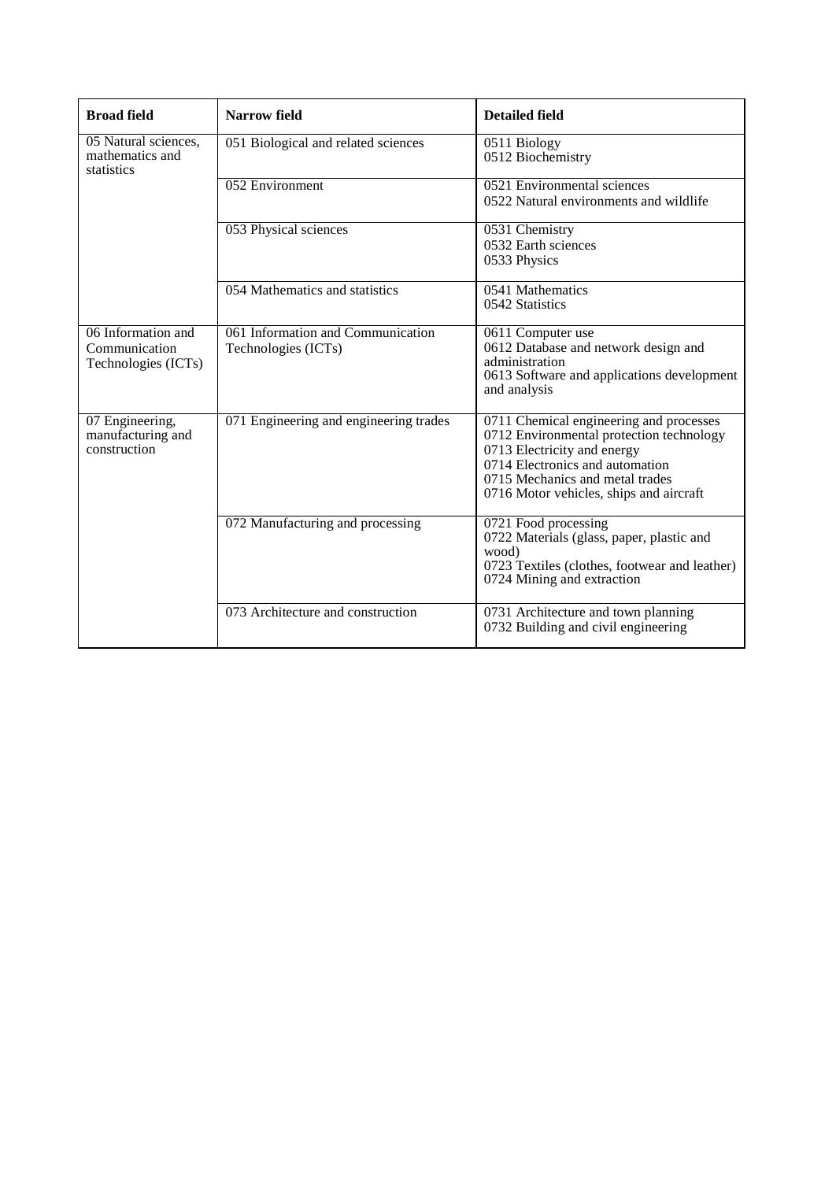| Broad field | Narrow field | Detailed field |
|---|---|---|
| 05 Natural sciences, mathematics and statistics | 051 Biological and related sciences | 0511 Biology<br>0512 Biochemistry |
| | 052 Environment | 0521 Environmental sciences<br>0522 Natural environments and wildlife |
| | 053 Physical sciences | 0531 Chemistry<br>0532 Earth sciences<br>0533 Physics |
| | 054 Mathematics and statistics | 0541 Mathematics<br>0542 Statistics |
| 06 Information and Communication Technologies (ICTs) | 061 Information and Communication Technologies (ICTs) | 0611 Computer use<br>0612 Database and network design and administration<br>0613 Software and applications development and analysis |
| 07 Engineering, manufacturing and construction | 071 Engineering and engineering trades | 0711 Chemical engineering and processes<br>0712 Environmental protection technology<br>0713 Electricity and energy<br>0714 Electronics and automation<br>0715 Mechanics and metal trades<br>0716 Motor vehicles, ships and aircraft |
| | 072 Manufacturing and processing | 0721 Food processing<br>0722 Materials (glass, paper, plastic and wood)<br>0723 Textiles (clothes, footwear and leather)<br>0724 Mining and extraction |
| | 073 Architecture and construction | 0731 Architecture and town planning<br>0732 Building and civil engineering |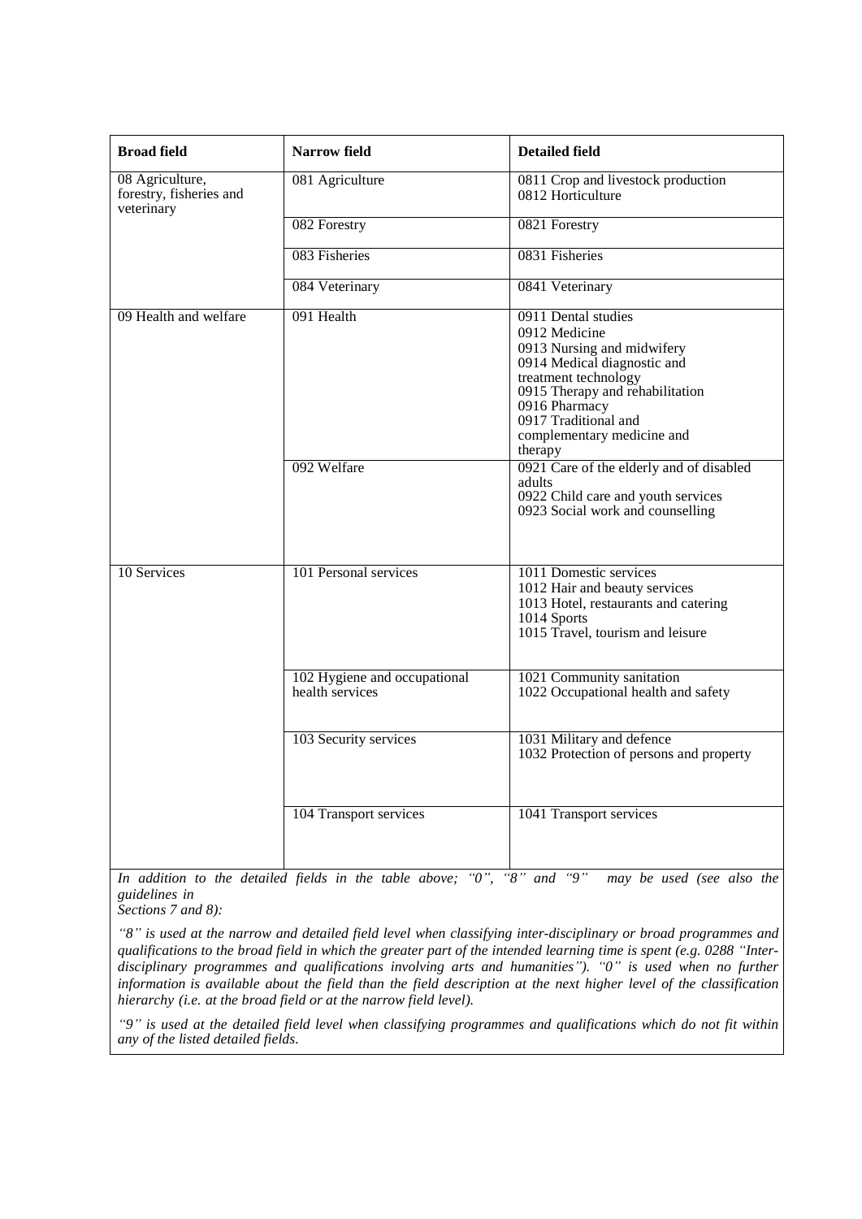| **Broad field** | **Narrow field** | **Detailed field** |
|---|---|---|
| 08 Agriculture, forestry, fisheries and veterinary | 081 Agriculture | 0811 Crop and livestock production<br>0812 Horticulture |
| | 082 Forestry | 0821 Forestry |
| | 083 Fisheries | 0831 Fisheries |
| | 084 Veterinary | 0841 Veterinary |
| 09 Health and welfare | 091 Health | 0911 Dental studies<br>0912 Medicine<br>0913 Nursing and midwifery<br>0914 Medical diagnostic and treatment technology<br>0915 Therapy and rehabilitation<br>0916 Pharmacy<br>0917 Traditional and complementary medicine and therapy |
| | 092 Welfare | 0921 Care of the elderly and of disabled adults<br>0922 Child care and youth services<br>0923 Social work and counselling |
| 10 Services | 101 Personal services | 1011 Domestic services<br>1012 Hair and beauty services<br>1013 Hotel, restaurants and catering<br>1014 Sports<br>1015 Travel, tourism and leisure |
| | 102 Hygiene and occupational health services | 1021 Community sanitation<br>1022 Occupational health and safety |
| | 103 Security services | 1031 Military and defence<br>1032 Protection of persons and property |
| | 104 Transport services | 1041 Transport services |

*In addition to the detailed fields in the table above; "0", "8" and "9" may be used (see also the guidelines in Sections 7 and 8):*

*"8" is used at the narrow and detailed field level when classifying inter-disciplinary or broad programmes and qualifications to the broad field in which the greater part of the intended learning time is spent (e.g. 0288 "Inter-disciplinary programmes and qualifications involving arts and humanities"). "0" is used when no further information is available about the field than the field description at the next higher level of the classification hierarchy (i.e. at the broad field or at the narrow field level).*

*"9" is used at the detailed field level when classifying programmes and qualifications which do not fit within any of the listed detailed fields.*